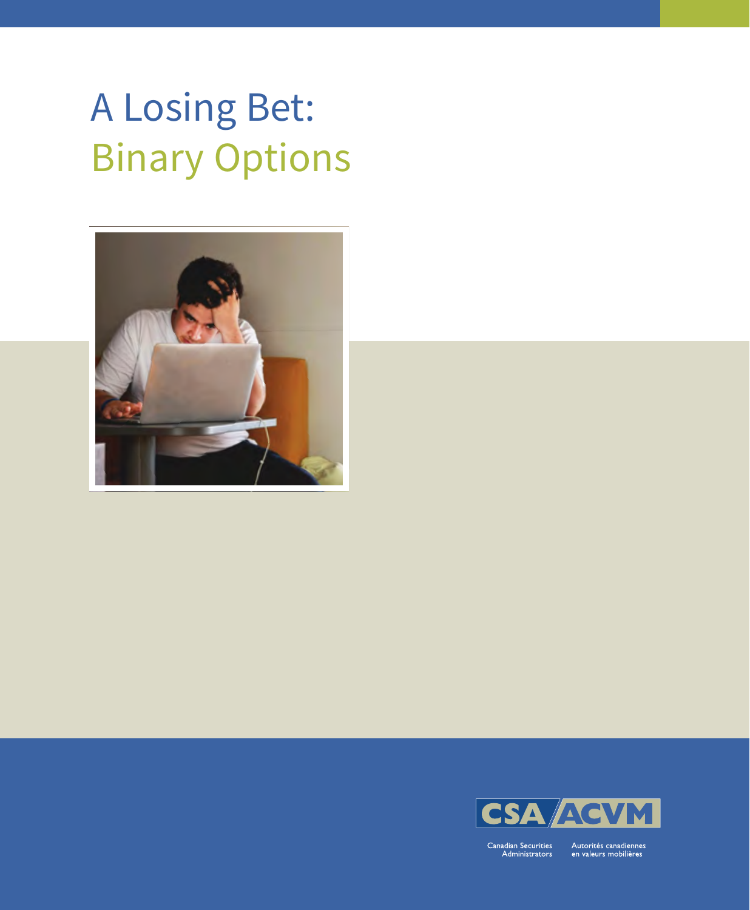# A Losing Bet: Binary Options

Canadian Securities Administrators

Autorités canadiennes en valeurs mobilières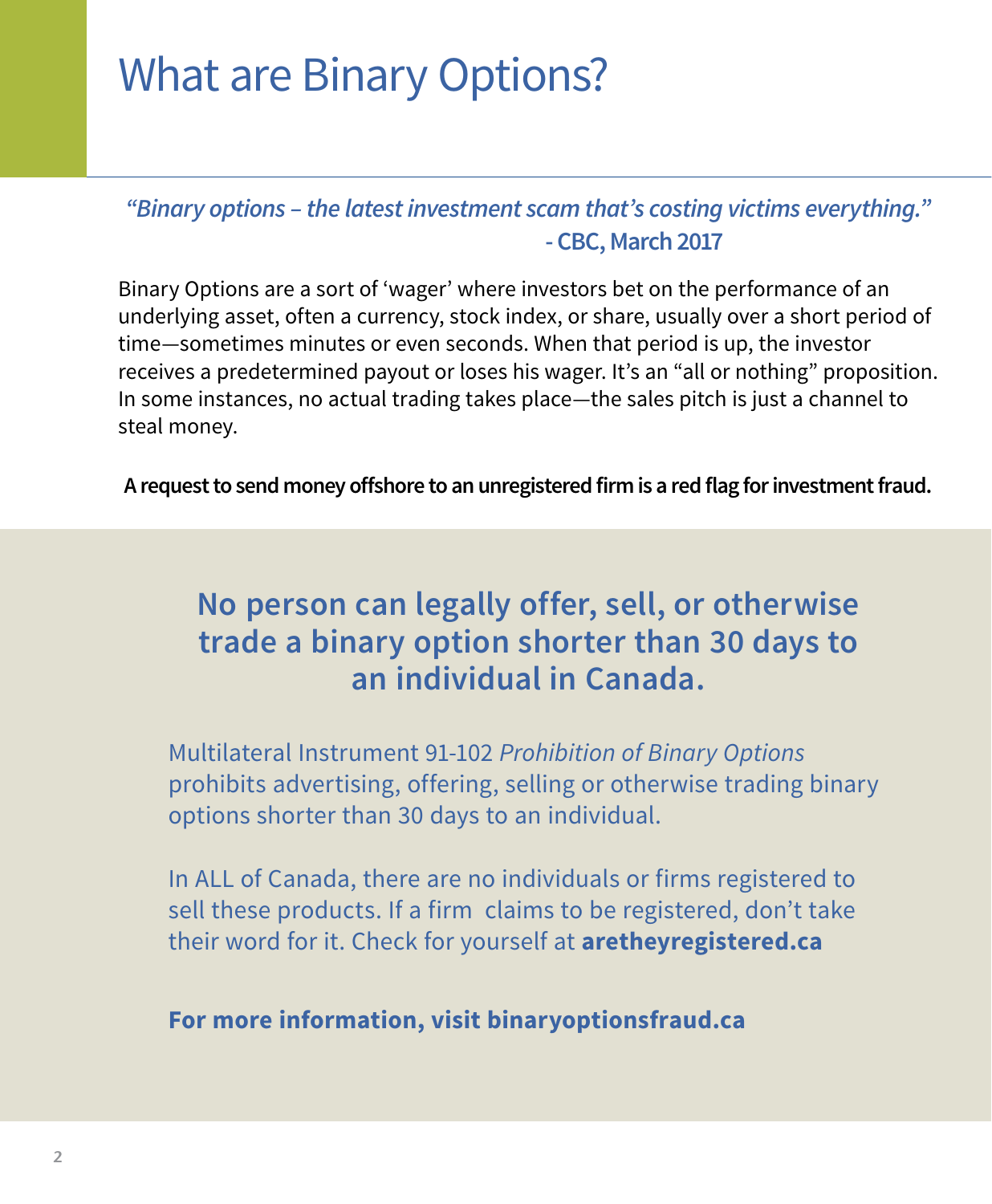# What are Binary Options?

*"Binary options – the latest investment scam that's costing victims everything."*
**- CBC, March 2017**

Binary Options are a sort of 'wager' where investors bet on the performance of an underlying asset, often a currency, stock index, or share, usually over a short period of time—sometimes minutes or even seconds. When that period is up, the investor receives a predetermined payout or loses his wager. It's an "all or nothing" proposition. In some instances, no actual trading takes place—the sales pitch is just a channel to steal money.

**A request to send money offshore to an unregistered firm is a red flag for investment fraud.**

## No person can legally offer, sell, or otherwise trade a binary option shorter than 30 days to an individual in Canada.

Multilateral Instrument 91-102 *Prohibition of Binary Options* prohibits advertising, offering, selling or otherwise trading binary options shorter than 30 days to an individual.

In ALL of Canada, there are no individuals or firms registered to sell these products. If a firm claims to be registered, don't take their word for it. Check for yourself at **aretheyregistered.ca**

**For more information, visit binaryoptionsfraud.ca**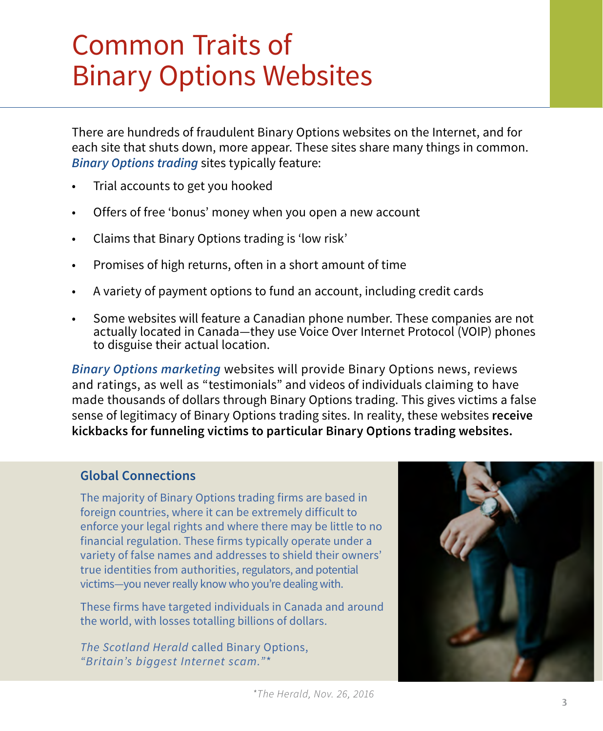# Common Traits of Binary Options Websites

There are hundreds of fraudulent Binary Options websites on the Internet, and for each site that shuts down, more appear. These sites share many things in common. ***Binary Options trading*** sites typically feature:

- Trial accounts to get you hooked
- Offers of free 'bonus' money when you open a new account
- Claims that Binary Options trading is 'low risk'
- Promises of high returns, often in a short amount of time
- A variety of payment options to fund an account, including credit cards
- Some websites will feature a Canadian phone number. These companies are not actually located in Canada—they use Voice Over Internet Protocol (VOIP) phones to disguise their actual location.

***Binary Options marketing*** websites will provide Binary Options news, reviews and ratings, as well as "testimonials" and videos of individuals claiming to have made thousands of dollars through Binary Options trading. This gives victims a false sense of legitimacy of Binary Options trading sites. In reality, these websites **receive kickbacks for funneling victims to particular Binary Options trading websites.**

## Global Connections

The majority of Binary Options trading firms are based in foreign countries, where it can be extremely difficult to enforce your legal rights and where there may be little to no financial regulation. These firms typically operate under a variety of false names and addresses to shield their owners' true identities from authorities, regulators, and potential victims—you never really know who you're dealing with.

These firms have targeted individuals in Canada and around the world, with losses totalling billions of dollars.

*The Scotland Herald* called Binary Options, *"Britain's biggest Internet scam."**

*\*The Herald, Nov. 26, 2016*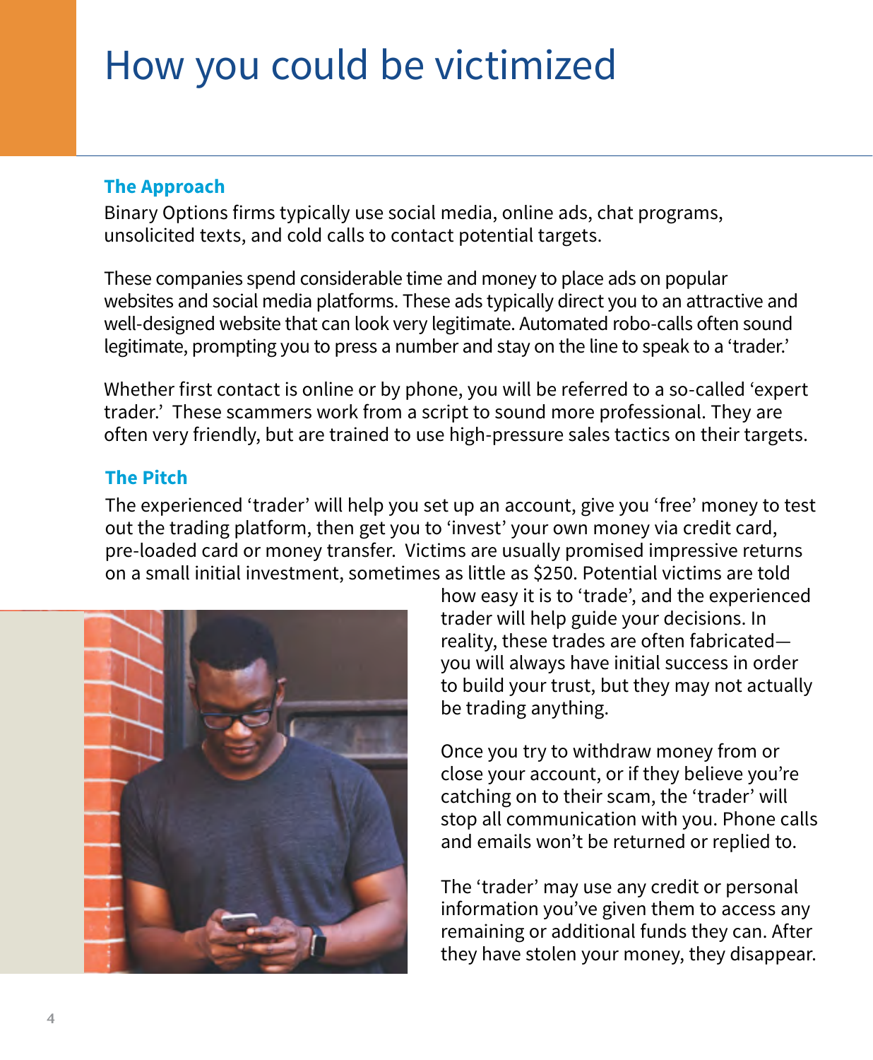# How you could be victimized

### The Approach

Binary Options firms typically use social media, online ads, chat programs, unsolicited texts, and cold calls to contact potential targets.

These companies spend considerable time and money to place ads on popular websites and social media platforms. These ads typically direct you to an attractive and well-designed website that can look very legitimate. Automated robo-calls often sound legitimate, prompting you to press a number and stay on the line to speak to a 'trader.'

Whether first contact is online or by phone, you will be referred to a so-called 'expert trader.' These scammers work from a script to sound more professional. They are often very friendly, but are trained to use high-pressure sales tactics on their targets.

### The Pitch

The experienced 'trader' will help you set up an account, give you 'free' money to test out the trading platform, then get you to 'invest' your own money via credit card, pre-loaded card or money transfer. Victims are usually promised impressive returns on a small initial investment, sometimes as little as $250. Potential victims are told how easy it is to 'trade', and the experienced trader will help guide your decisions. In reality, these trades are often fabricated—you will always have initial success in order to build your trust, but they may not actually be trading anything.

Once you try to withdraw money from or close your account, or if they believe you're catching on to their scam, the 'trader' will stop all communication with you. Phone calls and emails won't be returned or replied to.

The 'trader' may use any credit or personal information you've given them to access any remaining or additional funds they can. After they have stolen your money, they disappear.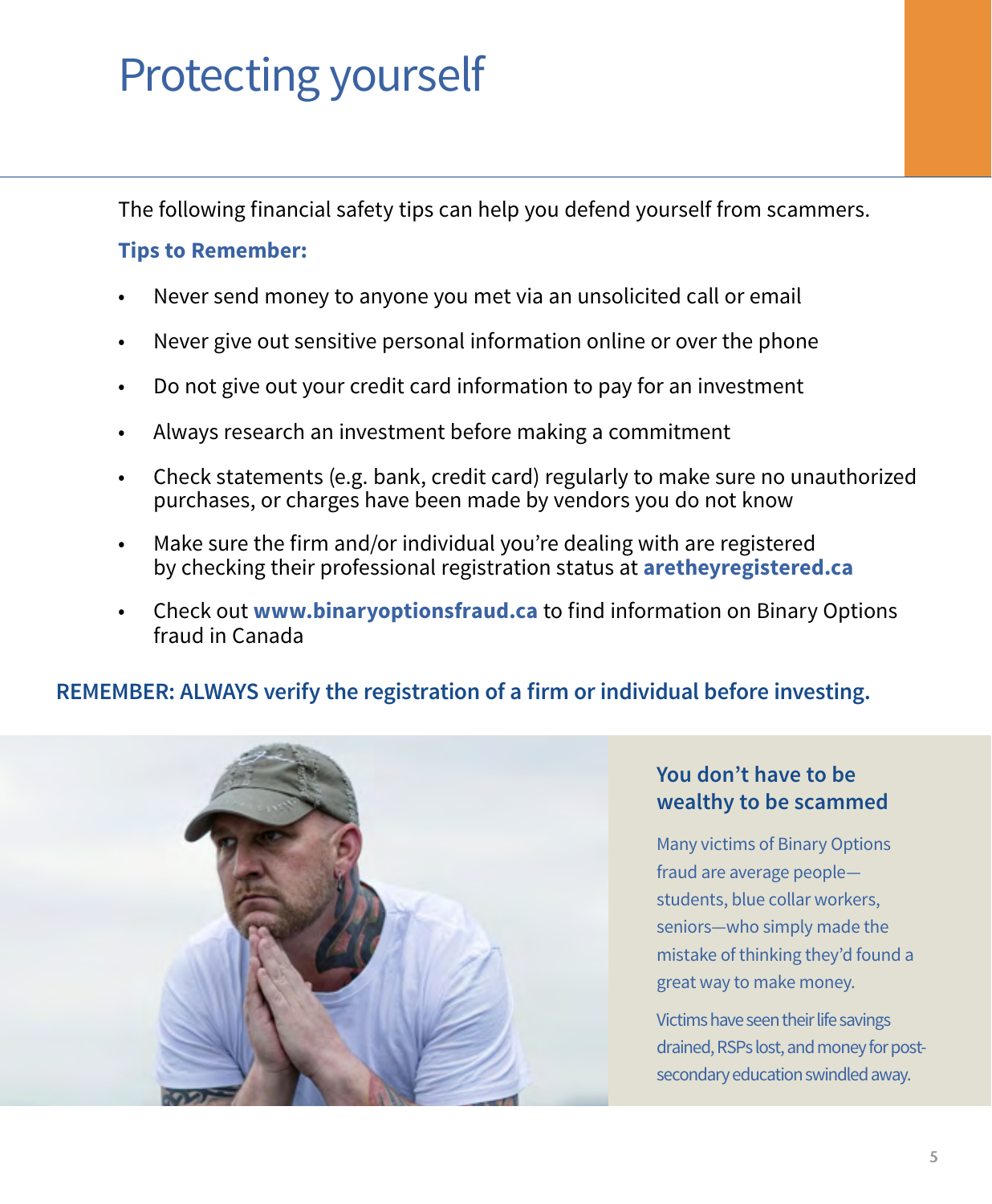# Protecting yourself

The following financial safety tips can help you defend yourself from scammers.

**Tips to Remember:**

- Never send money to anyone you met via an unsolicited call or email
- Never give out sensitive personal information online or over the phone
- Do not give out your credit card information to pay for an investment
- Always research an investment before making a commitment
- Check statements (e.g. bank, credit card) regularly to make sure no unauthorized purchases, or charges have been made by vendors you do not know
- Make sure the firm and/or individual you're dealing with are registered by checking their professional registration status at **aretheyregistered.ca**
- Check out **www.binaryoptionsfraud.ca** to find information on Binary Options fraud in Canada

**REMEMBER: ALWAYS verify the registration of a firm or individual before investing.**

## You don't have to be wealthy to be scammed

Many victims of Binary Options fraud are average people—students, blue collar workers, seniors—who simply made the mistake of thinking they'd found a great way to make money.

Victims have seen their life savings drained, RSPs lost, and money for post-secondary education swindled away.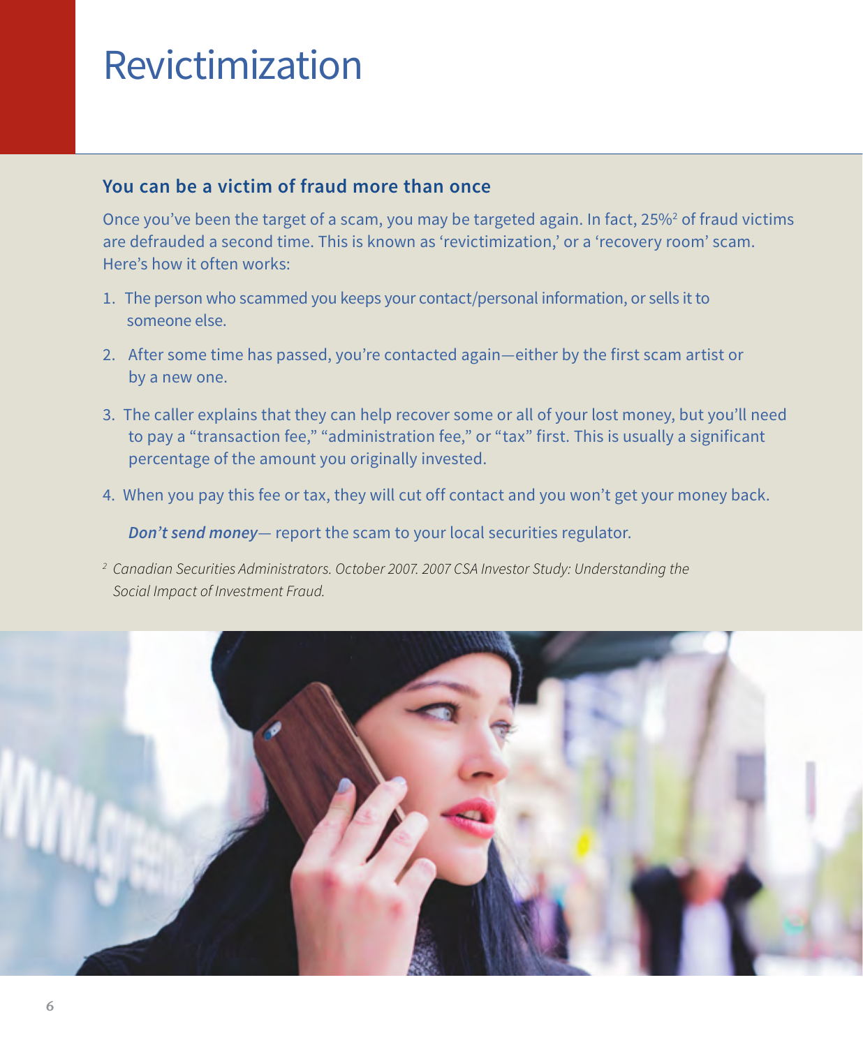# Revictimization

## You can be a victim of fraud more than once

Once you've been the target of a scam, you may be targeted again. In fact, 25%[2] of fraud victims are defrauded a second time. This is known as 'revictimization,' or a 'recovery room' scam. Here's how it often works:

1. The person who scammed you keeps your contact/personal information, or sells it to someone else.
2. After some time has passed, you're contacted again—either by the first scam artist or by a new one.
3. The caller explains that they can help recover some or all of your lost money, but you'll need to pay a "transaction fee," "administration fee," or "tax" first. This is usually a significant percentage of the amount you originally invested.
4. When you pay this fee or tax, they will cut off contact and you won't get your money back.

***Don't send money***— report the scam to your local securities regulator.

[2] *Canadian Securities Administrators. October 2007. 2007 CSA Investor Study: Understanding the Social Impact of Investment Fraud.*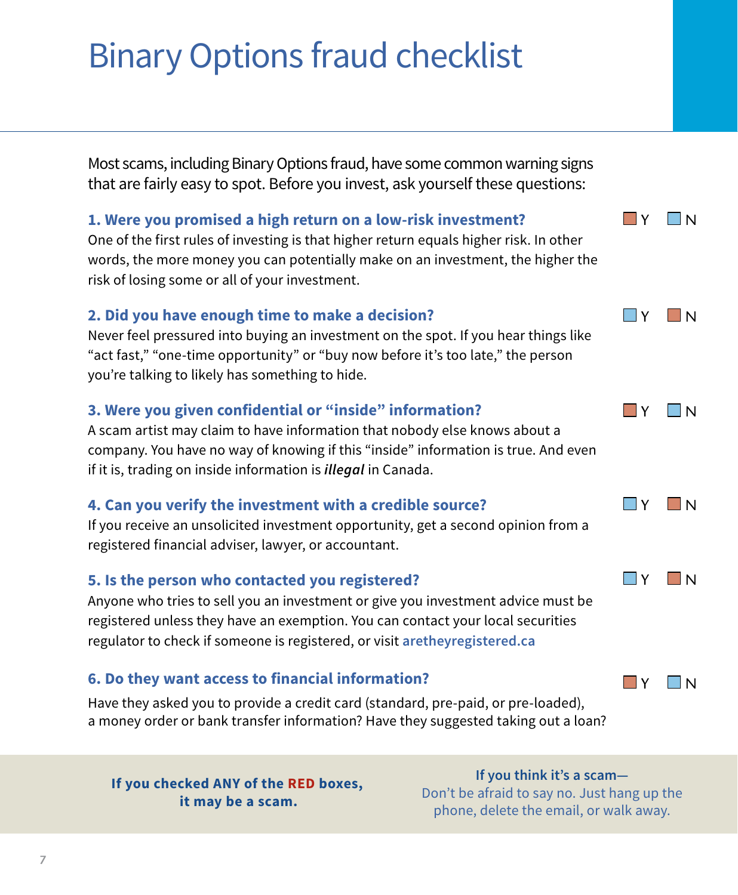# Binary Options fraud checklist

Most scams, including Binary Options fraud, have some common warning signs that are fairly easy to spot. Before you invest, ask yourself these questions:

**1. Were you promised a high return on a low-risk investment?** ☐ Y (red) ☐ N (blue)

One of the first rules of investing is that higher return equals higher risk. In other words, the more money you can potentially make on an investment, the higher the risk of losing some or all of your investment.

**2. Did you have enough time to make a decision?** ☐ Y (blue) ☐ N (red)

Never feel pressured into buying an investment on the spot. If you hear things like "act fast," "one-time opportunity" or "buy now before it's too late," the person you're talking to likely has something to hide.

**3. Were you given confidential or "inside" information?** ☐ Y (red) ☐ N (blue)

A scam artist may claim to have information that nobody else knows about a company. You have no way of knowing if this "inside" information is true. And even if it is, trading on inside information is ***illegal*** in Canada.

**4. Can you verify the investment with a credible source?** ☐ Y (blue) ☐ N (red)

If you receive an unsolicited investment opportunity, get a second opinion from a registered financial adviser, lawyer, or accountant.

**5. Is the person who contacted you registered?** ☐ Y (blue) ☐ N (red)

Anyone who tries to sell you an investment or give you investment advice must be registered unless they have an exemption. You can contact your local securities regulator to check if someone is registered, or visit **aretheyregistered.ca**

**6. Do they want access to financial information?** ☐ Y (red) ☐ N (blue)

Have they asked you to provide a credit card (standard, pre-paid, or pre-loaded), a money order or bank transfer information? Have they suggested taking out a loan?

**If you checked ANY of the RED boxes, it may be a scam.**

**If you think it's a scam—**
Don't be afraid to say no. Just hang up the phone, delete the email, or walk away.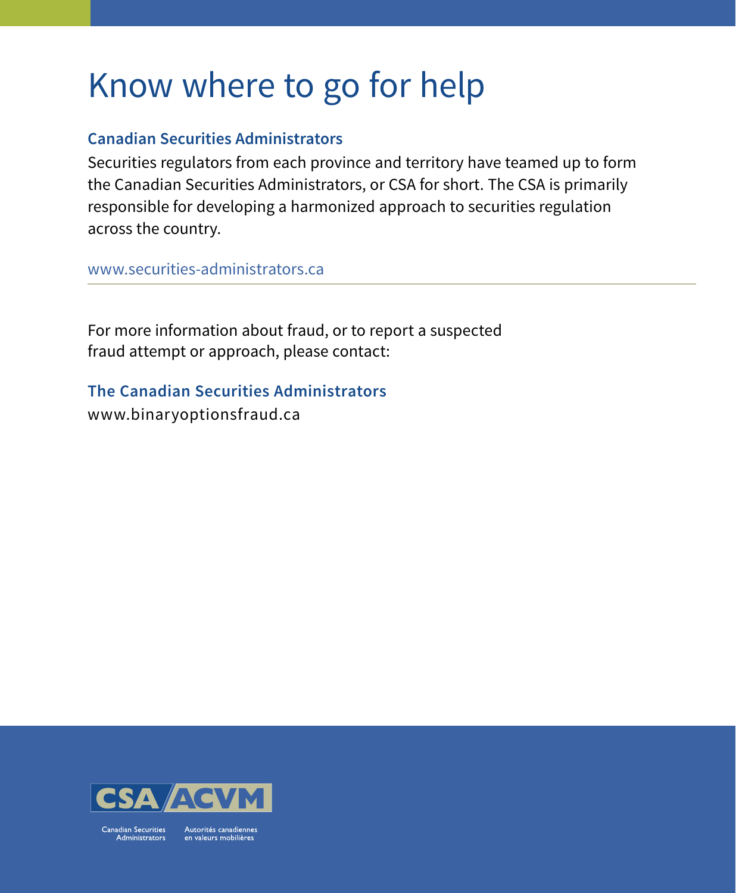# Know where to go for help

### Canadian Securities Administrators

Securities regulators from each province and territory have teamed up to form the Canadian Securities Administrators, or CSA for short. The CSA is primarily responsible for developing a harmonized approach to securities regulation across the country.

www.securities-administrators.ca

---

For more information about fraud, or to report a suspected fraud attempt or approach, please contact:

**The Canadian Securities Administrators**
www.binaryoptionsfraud.ca

CSA ACVM

Canadian Securities Administrators

Autorités canadiennes en valeurs mobilières